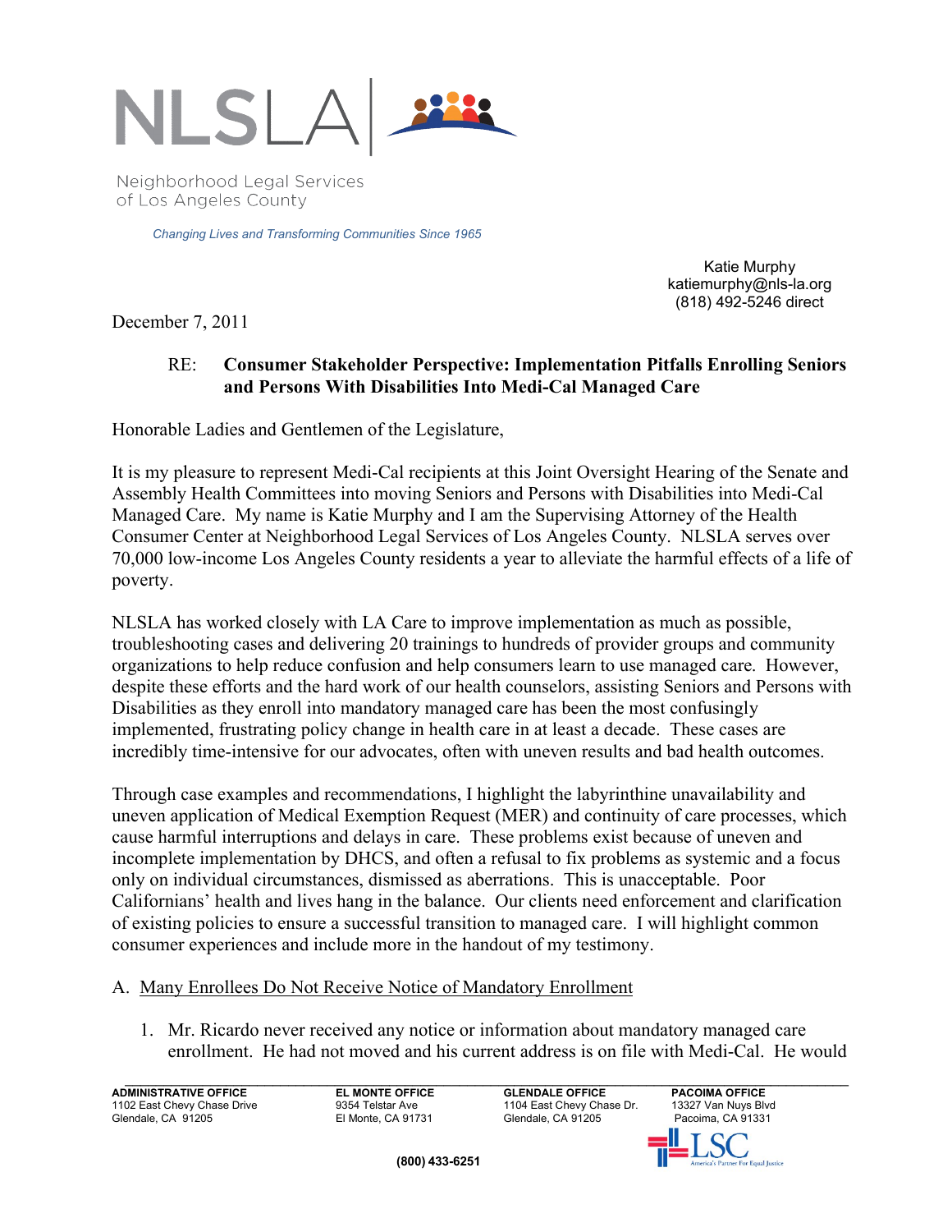NLSLA

Neighborhood Legal Services of Los Angeles County

*Changing Lives and Transforming Communities Since 1965*

Katie Murphy
katiemurphy@nls-la.org
(818) 492-5246 direct

December 7, 2011

RE: **Consumer Stakeholder Perspective: Implementation Pitfalls Enrolling Seniors and Persons With Disabilities Into Medi-Cal Managed Care**

Honorable Ladies and Gentlemen of the Legislature,

It is my pleasure to represent Medi-Cal recipients at this Joint Oversight Hearing of the Senate and Assembly Health Committees into moving Seniors and Persons with Disabilities into Medi-Cal Managed Care. My name is Katie Murphy and I am the Supervising Attorney of the Health Consumer Center at Neighborhood Legal Services of Los Angeles County. NLSLA serves over 70,000 low-income Los Angeles County residents a year to alleviate the harmful effects of a life of poverty.

NLSLA has worked closely with LA Care to improve implementation as much as possible, troubleshooting cases and delivering 20 trainings to hundreds of provider groups and community organizations to help reduce confusion and help consumers learn to use managed care. However, despite these efforts and the hard work of our health counselors, assisting Seniors and Persons with Disabilities as they enroll into mandatory managed care has been the most confusingly implemented, frustrating policy change in health care in at least a decade. These cases are incredibly time-intensive for our advocates, often with uneven results and bad health outcomes.

Through case examples and recommendations, I highlight the labyrinthine unavailability and uneven application of Medical Exemption Request (MER) and continuity of care processes, which cause harmful interruptions and delays in care. These problems exist because of uneven and incomplete implementation by DHCS, and often a refusal to fix problems as systemic and a focus only on individual circumstances, dismissed as aberrations. This is unacceptable. Poor Californians' health and lives hang in the balance. Our clients need enforcement and clarification of existing policies to ensure a successful transition to managed care. I will highlight common consumer experiences and include more in the handout of my testimony.

A. <u>Many Enrollees Do Not Receive Notice of Mandatory Enrollment</u>

1. Mr. Ricardo never received any notice or information about mandatory managed care enrollment. He had not moved and his current address is on file with Medi-Cal. He would

**ADMINISTRATIVE OFFICE**
1102 East Chevy Chase Drive
Glendale, CA 91205

**EL MONTE OFFICE**
9354 Telstar Ave
El Monte, CA 91731

**GLENDALE OFFICE**
1104 East Chevy Chase Dr.
Glendale, CA 91205

**PACOIMA OFFICE**
13327 Van Nuys Blvd
Pacoima, CA 91331

**(800) 433-6251**

LSC America's Partner For Equal Justice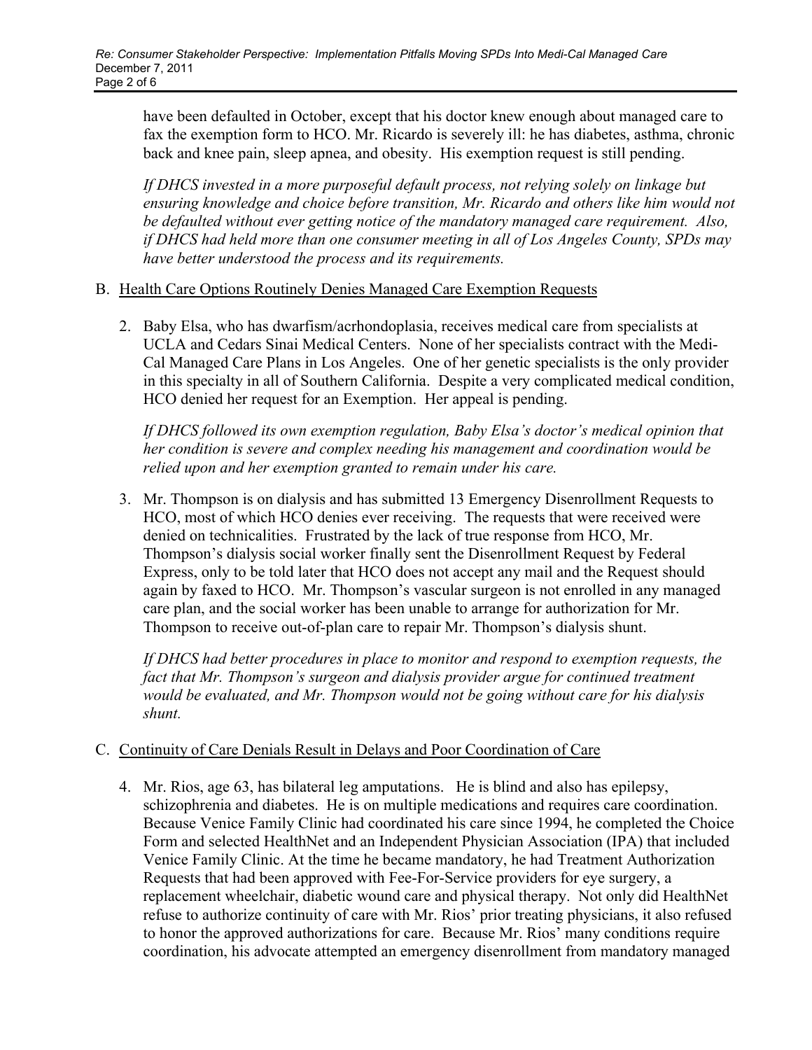have been defaulted in October, except that his doctor knew enough about managed care to fax the exemption form to HCO. Mr. Ricardo is severely ill: he has diabetes, asthma, chronic back and knee pain, sleep apnea, and obesity. His exemption request is still pending.

*If DHCS invested in a more purposeful default process, not relying solely on linkage but ensuring knowledge and choice before transition, Mr. Ricardo and others like him would not be defaulted without ever getting notice of the mandatory managed care requirement. Also, if DHCS had held more than one consumer meeting in all of Los Angeles County, SPDs may have better understood the process and its requirements.*

B. <u>Health Care Options Routinely Denies Managed Care Exemption Requests</u>

2. Baby Elsa, who has dwarfism/acrhondoplasia, receives medical care from specialists at UCLA and Cedars Sinai Medical Centers. None of her specialists contract with the Medi-Cal Managed Care Plans in Los Angeles. One of her genetic specialists is the only provider in this specialty in all of Southern California. Despite a very complicated medical condition, HCO denied her request for an Exemption. Her appeal is pending.

   *If DHCS followed its own exemption regulation, Baby Elsa's doctor's medical opinion that her condition is severe and complex needing his management and coordination would be relied upon and her exemption granted to remain under his care.*

3. Mr. Thompson is on dialysis and has submitted 13 Emergency Disenrollment Requests to HCO, most of which HCO denies ever receiving. The requests that were received were denied on technicalities. Frustrated by the lack of true response from HCO, Mr. Thompson's dialysis social worker finally sent the Disenrollment Request by Federal Express, only to be told later that HCO does not accept any mail and the Request should again by faxed to HCO. Mr. Thompson's vascular surgeon is not enrolled in any managed care plan, and the social worker has been unable to arrange for authorization for Mr. Thompson to receive out-of-plan care to repair Mr. Thompson's dialysis shunt.

   *If DHCS had better procedures in place to monitor and respond to exemption requests, the fact that Mr. Thompson's surgeon and dialysis provider argue for continued treatment would be evaluated, and Mr. Thompson would not be going without care for his dialysis shunt.*

C. <u>Continuity of Care Denials Result in Delays and Poor Coordination of Care</u>

4. Mr. Rios, age 63, has bilateral leg amputations. He is blind and also has epilepsy, schizophrenia and diabetes. He is on multiple medications and requires care coordination. Because Venice Family Clinic had coordinated his care since 1994, he completed the Choice Form and selected HealthNet and an Independent Physician Association (IPA) that included Venice Family Clinic. At the time he became mandatory, he had Treatment Authorization Requests that had been approved with Fee-For-Service providers for eye surgery, a replacement wheelchair, diabetic wound care and physical therapy. Not only did HealthNet refuse to authorize continuity of care with Mr. Rios' prior treating physicians, it also refused to honor the approved authorizations for care. Because Mr. Rios' many conditions require coordination, his advocate attempted an emergency disenrollment from mandatory managed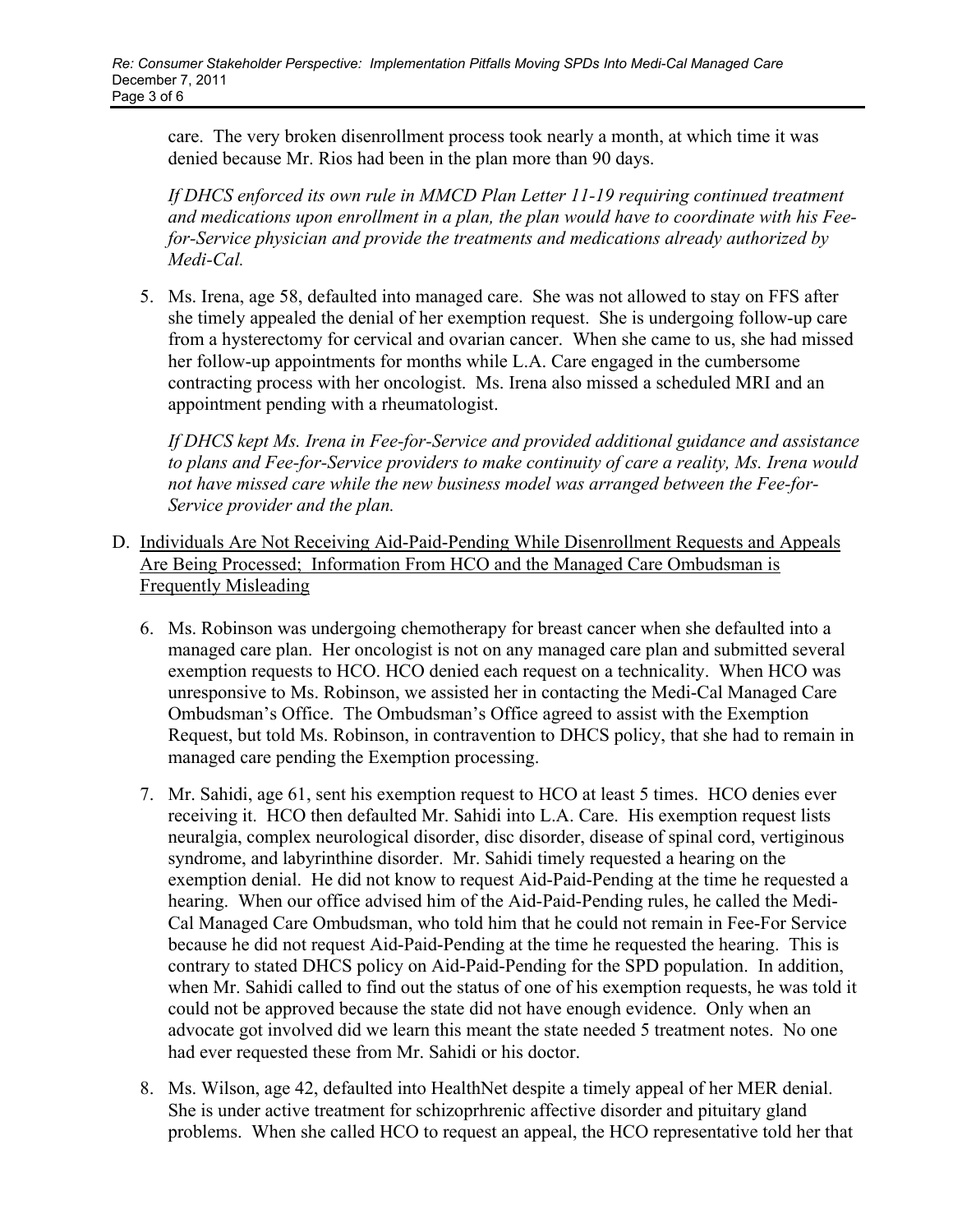care. The very broken disenrollment process took nearly a month, at which time it was denied because Mr. Rios had been in the plan more than 90 days.

*If DHCS enforced its own rule in MMCD Plan Letter 11-19 requiring continued treatment and medications upon enrollment in a plan, the plan would have to coordinate with his Fee-for-Service physician and provide the treatments and medications already authorized by Medi-Cal.*

5. Ms. Irena, age 58, defaulted into managed care. She was not allowed to stay on FFS after she timely appealed the denial of her exemption request. She is undergoing follow-up care from a hysterectomy for cervical and ovarian cancer. When she came to us, she had missed her follow-up appointments for months while L.A. Care engaged in the cumbersome contracting process with her oncologist. Ms. Irena also missed a scheduled MRI and an appointment pending with a rheumatologist.

   *If DHCS kept Ms. Irena in Fee-for-Service and provided additional guidance and assistance to plans and Fee-for-Service providers to make continuity of care a reality, Ms. Irena would not have missed care while the new business model was arranged between the Fee-for-Service provider and the plan.*

D. Individuals Are Not Receiving Aid-Paid-Pending While Disenrollment Requests and Appeals Are Being Processed; Information From HCO and the Managed Care Ombudsman is Frequently Misleading

6. Ms. Robinson was undergoing chemotherapy for breast cancer when she defaulted into a managed care plan. Her oncologist is not on any managed care plan and submitted several exemption requests to HCO. HCO denied each request on a technicality. When HCO was unresponsive to Ms. Robinson, we assisted her in contacting the Medi-Cal Managed Care Ombudsman's Office. The Ombudsman's Office agreed to assist with the Exemption Request, but told Ms. Robinson, in contravention to DHCS policy, that she had to remain in managed care pending the Exemption processing.

7. Mr. Sahidi, age 61, sent his exemption request to HCO at least 5 times. HCO denies ever receiving it. HCO then defaulted Mr. Sahidi into L.A. Care. His exemption request lists neuralgia, complex neurological disorder, disc disorder, disease of spinal cord, vertiginous syndrome, and labyrinthine disorder. Mr. Sahidi timely requested a hearing on the exemption denial. He did not know to request Aid-Paid-Pending at the time he requested a hearing. When our office advised him of the Aid-Paid-Pending rules, he called the Medi-Cal Managed Care Ombudsman, who told him that he could not remain in Fee-For Service because he did not request Aid-Paid-Pending at the time he requested the hearing. This is contrary to stated DHCS policy on Aid-Paid-Pending for the SPD population. In addition, when Mr. Sahidi called to find out the status of one of his exemption requests, he was told it could not be approved because the state did not have enough evidence. Only when an advocate got involved did we learn this meant the state needed 5 treatment notes. No one had ever requested these from Mr. Sahidi or his doctor.

8. Ms. Wilson, age 42, defaulted into HealthNet despite a timely appeal of her MER denial. She is under active treatment for schizoprhrenic affective disorder and pituitary gland problems. When she called HCO to request an appeal, the HCO representative told her that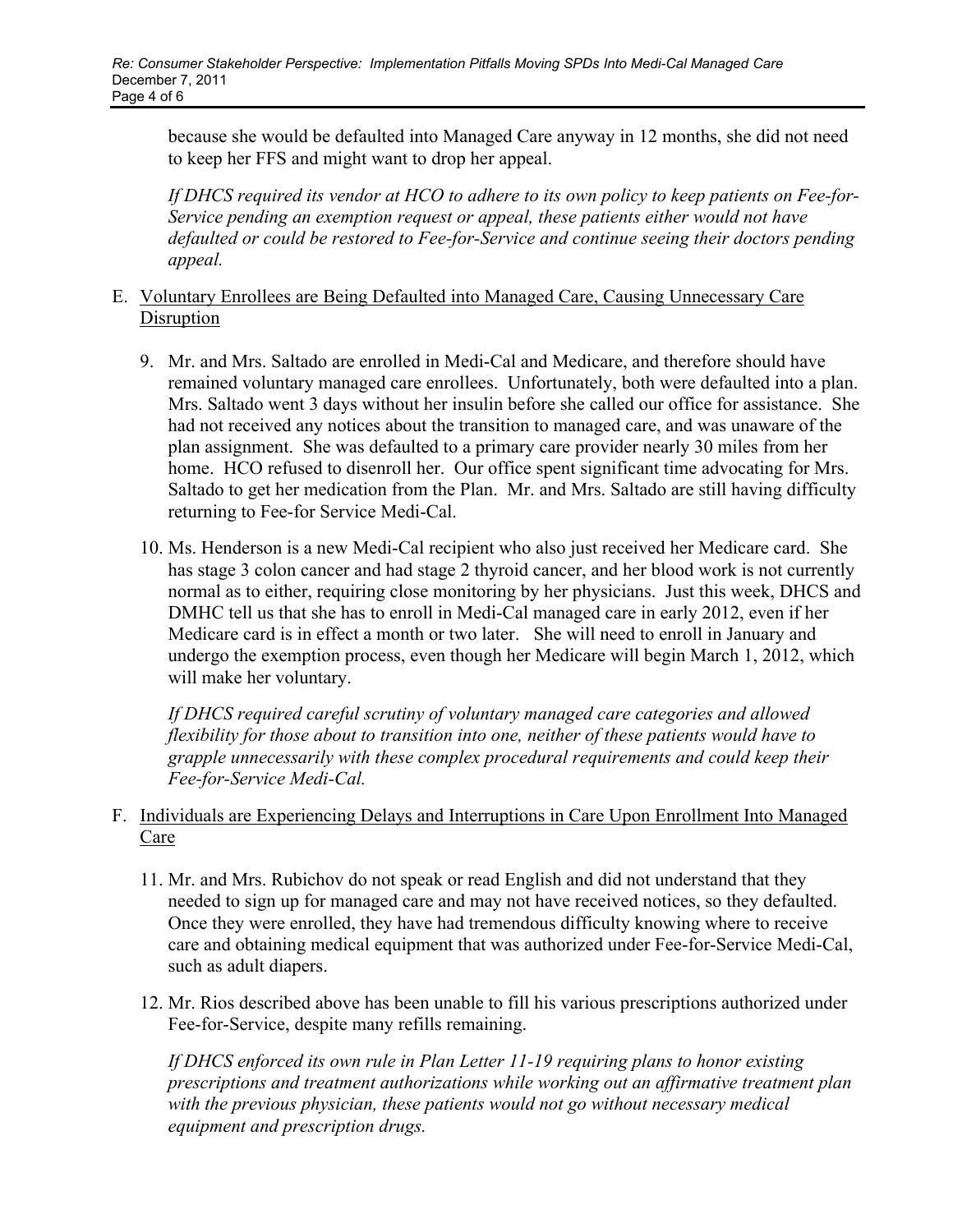because she would be defaulted into Managed Care anyway in 12 months, she did not need to keep her FFS and might want to drop her appeal.

*If DHCS required its vendor at HCO to adhere to its own policy to keep patients on Fee-for-Service pending an exemption request or appeal, these patients either would not have defaulted or could be restored to Fee-for-Service and continue seeing their doctors pending appeal.*

E. <u>Voluntary Enrollees are Being Defaulted into Managed Care, Causing Unnecessary Care Disruption</u>

9. Mr. and Mrs. Saltado are enrolled in Medi-Cal and Medicare, and therefore should have remained voluntary managed care enrollees. Unfortunately, both were defaulted into a plan. Mrs. Saltado went 3 days without her insulin before she called our office for assistance. She had not received any notices about the transition to managed care, and was unaware of the plan assignment. She was defaulted to a primary care provider nearly 30 miles from her home. HCO refused to disenroll her. Our office spent significant time advocating for Mrs. Saltado to get her medication from the Plan. Mr. and Mrs. Saltado are still having difficulty returning to Fee-for Service Medi-Cal.

10. Ms. Henderson is a new Medi-Cal recipient who also just received her Medicare card. She has stage 3 colon cancer and had stage 2 thyroid cancer, and her blood work is not currently normal as to either, requiring close monitoring by her physicians. Just this week, DHCS and DMHC tell us that she has to enroll in Medi-Cal managed care in early 2012, even if her Medicare card is in effect a month or two later. She will need to enroll in January and undergo the exemption process, even though her Medicare will begin March 1, 2012, which will make her voluntary.

*If DHCS required careful scrutiny of voluntary managed care categories and allowed flexibility for those about to transition into one, neither of these patients would have to grapple unnecessarily with these complex procedural requirements and could keep their Fee-for-Service Medi-Cal.*

F. <u>Individuals are Experiencing Delays and Interruptions in Care Upon Enrollment Into Managed Care</u>

11. Mr. and Mrs. Rubichov do not speak or read English and did not understand that they needed to sign up for managed care and may not have received notices, so they defaulted. Once they were enrolled, they have had tremendous difficulty knowing where to receive care and obtaining medical equipment that was authorized under Fee-for-Service Medi-Cal, such as adult diapers.

12. Mr. Rios described above has been unable to fill his various prescriptions authorized under Fee-for-Service, despite many refills remaining.

*If DHCS enforced its own rule in Plan Letter 11-19 requiring plans to honor existing prescriptions and treatment authorizations while working out an affirmative treatment plan with the previous physician, these patients would not go without necessary medical equipment and prescription drugs.*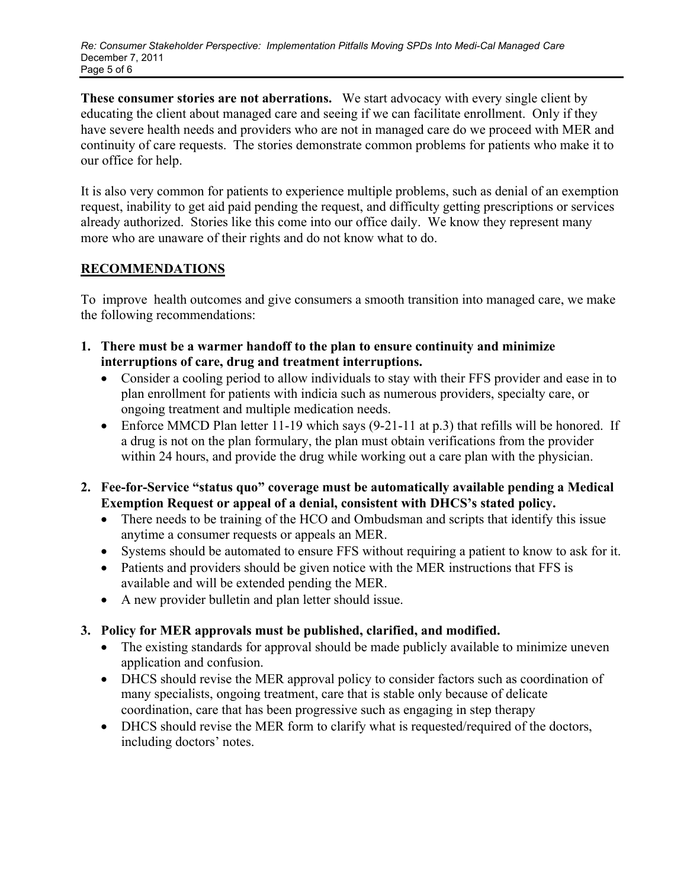**These consumer stories are not aberrations.** We start advocacy with every single client by educating the client about managed care and seeing if we can facilitate enrollment. Only if they have severe health needs and providers who are not in managed care do we proceed with MER and continuity of care requests. The stories demonstrate common problems for patients who make it to our office for help.

It is also very common for patients to experience multiple problems, such as denial of an exemption request, inability to get aid paid pending the request, and difficulty getting prescriptions or services already authorized. Stories like this come into our office daily. We know they represent many more who are unaware of their rights and do not know what to do.

## RECOMMENDATIONS

To improve health outcomes and give consumers a smooth transition into managed care, we make the following recommendations:

1. **There must be a warmer handoff to the plan to ensure continuity and minimize interruptions of care, drug and treatment interruptions.**
   - Consider a cooling period to allow individuals to stay with their FFS provider and ease in to plan enrollment for patients with indicia such as numerous providers, specialty care, or ongoing treatment and multiple medication needs.
   - Enforce MMCD Plan letter 11-19 which says (9-21-11 at p.3) that refills will be honored. If a drug is not on the plan formulary, the plan must obtain verifications from the provider within 24 hours, and provide the drug while working out a care plan with the physician.

2. **Fee-for-Service "status quo" coverage must be automatically available pending a Medical Exemption Request or appeal of a denial, consistent with DHCS's stated policy.**
   - There needs to be training of the HCO and Ombudsman and scripts that identify this issue anytime a consumer requests or appeals an MER.
   - Systems should be automated to ensure FFS without requiring a patient to know to ask for it.
   - Patients and providers should be given notice with the MER instructions that FFS is available and will be extended pending the MER.
   - A new provider bulletin and plan letter should issue.

3. **Policy for MER approvals must be published, clarified, and modified.**
   - The existing standards for approval should be made publicly available to minimize uneven application and confusion.
   - DHCS should revise the MER approval policy to consider factors such as coordination of many specialists, ongoing treatment, care that is stable only because of delicate coordination, care that has been progressive such as engaging in step therapy
   - DHCS should revise the MER form to clarify what is requested/required of the doctors, including doctors' notes.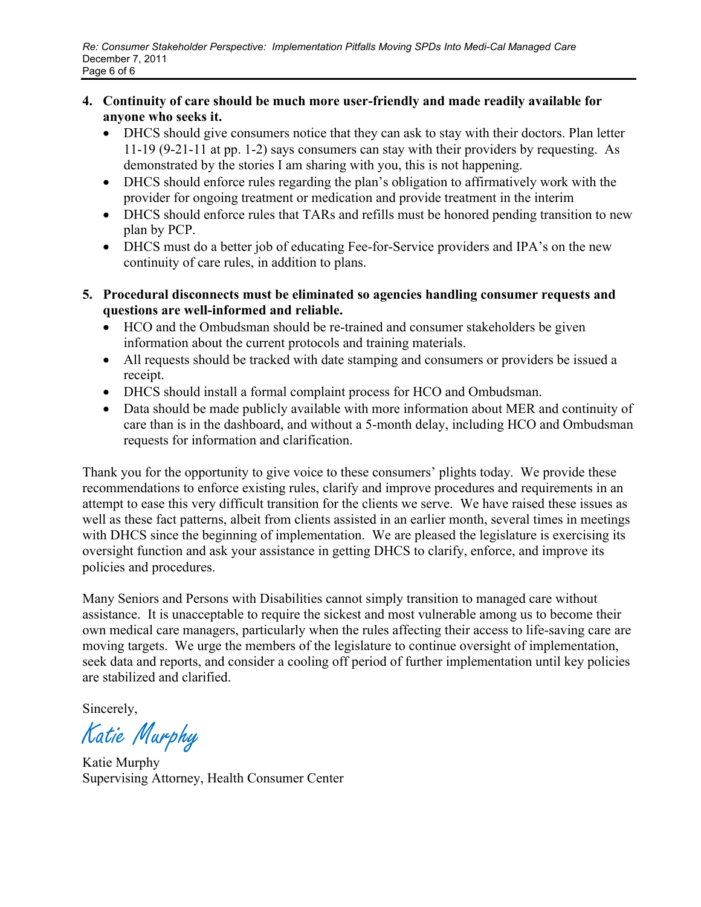4. **Continuity of care should be much more user-friendly and made readily available for anyone who seeks it.**
   - DHCS should give consumers notice that they can ask to stay with their doctors. Plan letter 11-19 (9-21-11 at pp. 1-2) says consumers can stay with their providers by requesting. As demonstrated by the stories I am sharing with you, this is not happening.
   - DHCS should enforce rules regarding the plan's obligation to affirmatively work with the provider for ongoing treatment or medication and provide treatment in the interim
   - DHCS should enforce rules that TARs and refills must be honored pending transition to new plan by PCP.
   - DHCS must do a better job of educating Fee-for-Service providers and IPA's on the new continuity of care rules, in addition to plans.

5. **Procedural disconnects must be eliminated so agencies handling consumer requests and questions are well-informed and reliable.**
   - HCO and the Ombudsman should be re-trained and consumer stakeholders be given information about the current protocols and training materials.
   - All requests should be tracked with date stamping and consumers or providers be issued a receipt.
   - DHCS should install a formal complaint process for HCO and Ombudsman.
   - Data should be made publicly available with more information about MER and continuity of care than is in the dashboard, and without a 5-month delay, including HCO and Ombudsman requests for information and clarification.

Thank you for the opportunity to give voice to these consumers' plights today. We provide these recommendations to enforce existing rules, clarify and improve procedures and requirements in an attempt to ease this very difficult transition for the clients we serve. We have raised these issues as well as these fact patterns, albeit from clients assisted in an earlier month, several times in meetings with DHCS since the beginning of implementation. We are pleased the legislature is exercising its oversight function and ask your assistance in getting DHCS to clarify, enforce, and improve its policies and procedures.

Many Seniors and Persons with Disabilities cannot simply transition to managed care without assistance. It is unacceptable to require the sickest and most vulnerable among us to become their own medical care managers, particularly when the rules affecting their access to life-saving care are moving targets. We urge the members of the legislature to continue oversight of implementation, seek data and reports, and consider a cooling off period of further implementation until key policies are stabilized and clarified.

Sincerely,

*Katie Murphy*

Katie Murphy
Supervising Attorney, Health Consumer Center